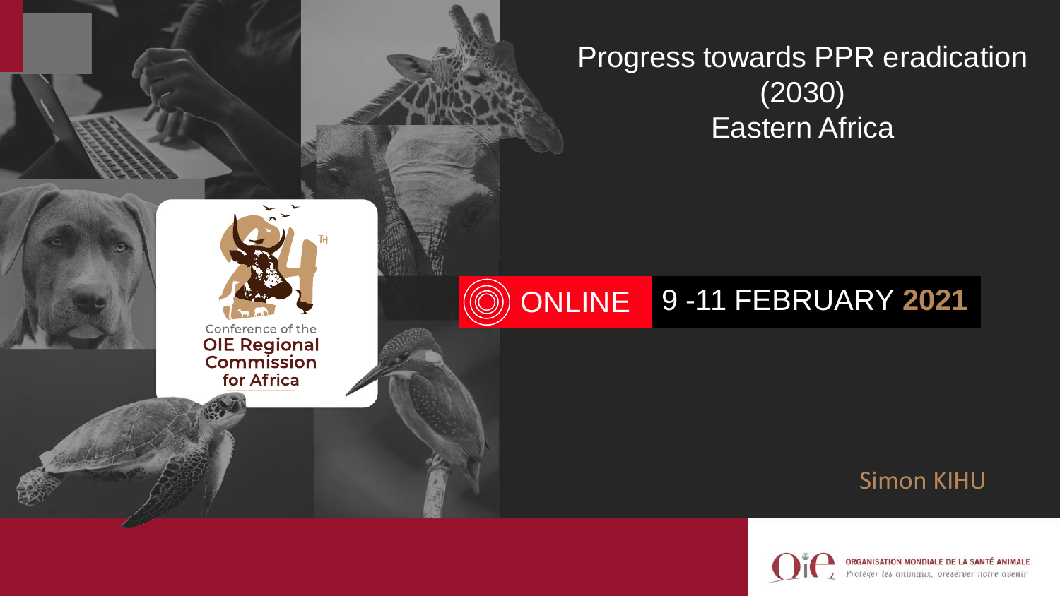# Progress towards PPR eradication (2030) Eastern Africa

24TH Conference of the OIE Regional Commission for Africa

ONLINE 9 -11 FEBRUARY 2021

Simon KIHU

ORGANISATION MONDIALE DE LA SANTÉ ANIMALE
*Protéger les animaux, préserver notre avenir*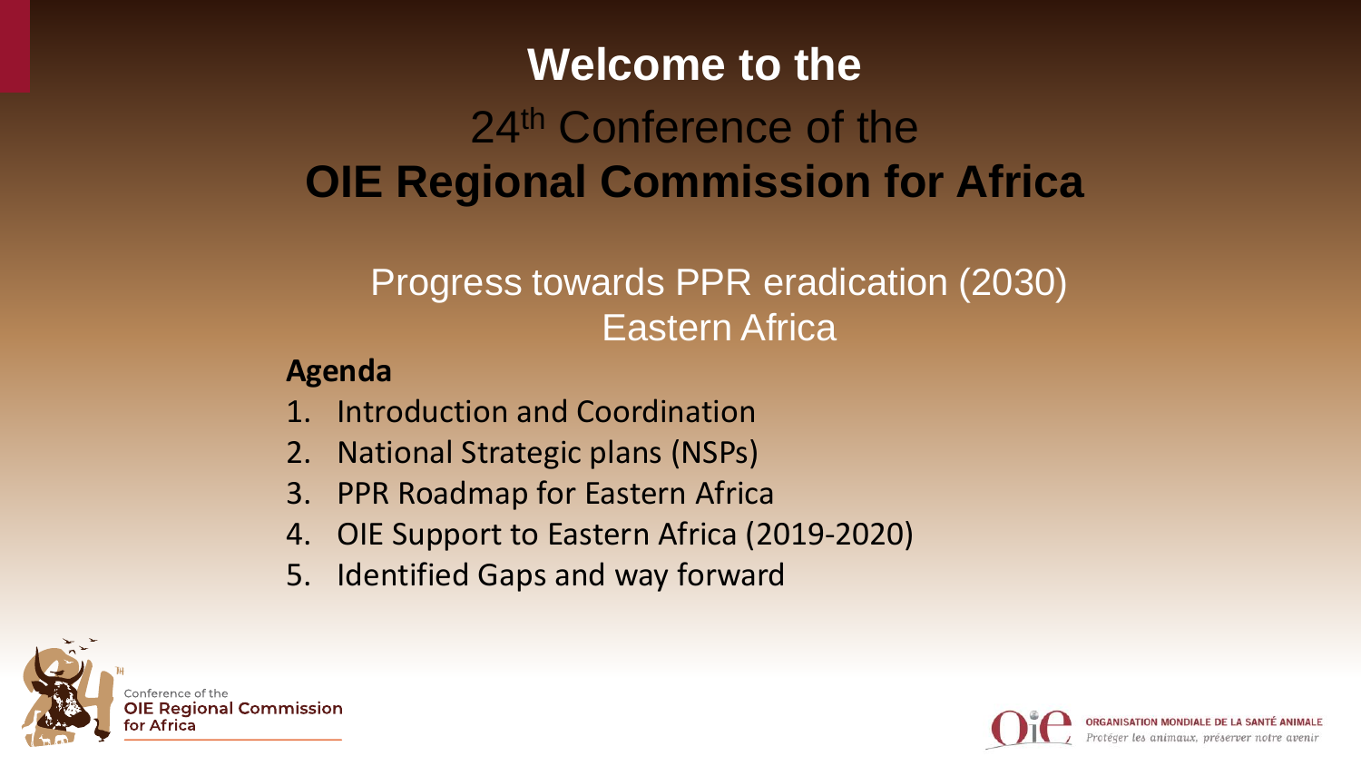# Welcome to the

## 24th Conference of the OIE Regional Commission for Africa

### Progress towards PPR eradication (2030)
### Eastern Africa

**Agenda**

1. Introduction and Coordination
2. National Strategic plans (NSPs)
3. PPR Roadmap for Eastern Africa
4. OIE Support to Eastern Africa (2019-2020)
5. Identified Gaps and way forward

Conference of the OIE Regional Commission for Africa

ORGANISATION MONDIALE DE LA SANTÉ ANIMALE
*Protéger les animaux, préserver notre avenir*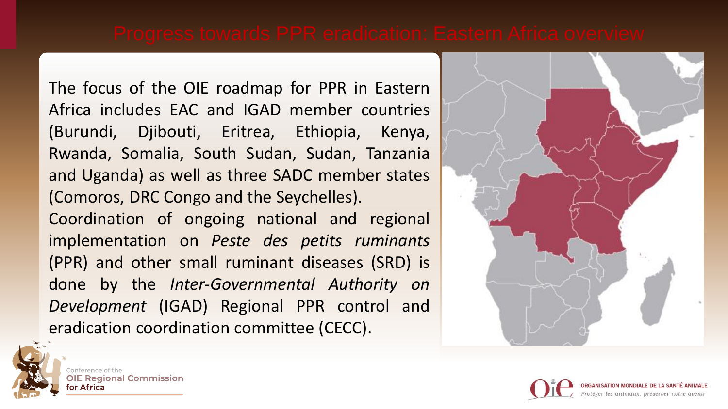# Progress towards PPR eradication: Eastern Africa overview

The focus of the OIE roadmap for PPR in Eastern Africa includes EAC and IGAD member countries (Burundi, Djibouti, Eritrea, Ethiopia, Kenya, Rwanda, Somalia, South Sudan, Sudan, Tanzania and Uganda) as well as three SADC member states (Comoros, DRC Congo and the Seychelles).

Coordination of ongoing national and regional implementation on *Peste des petits ruminants* (PPR) and other small ruminant diseases (SRD) is done by the *Inter-Governmental Authority on Development* (IGAD) Regional PPR control and eradication coordination committee (CECC).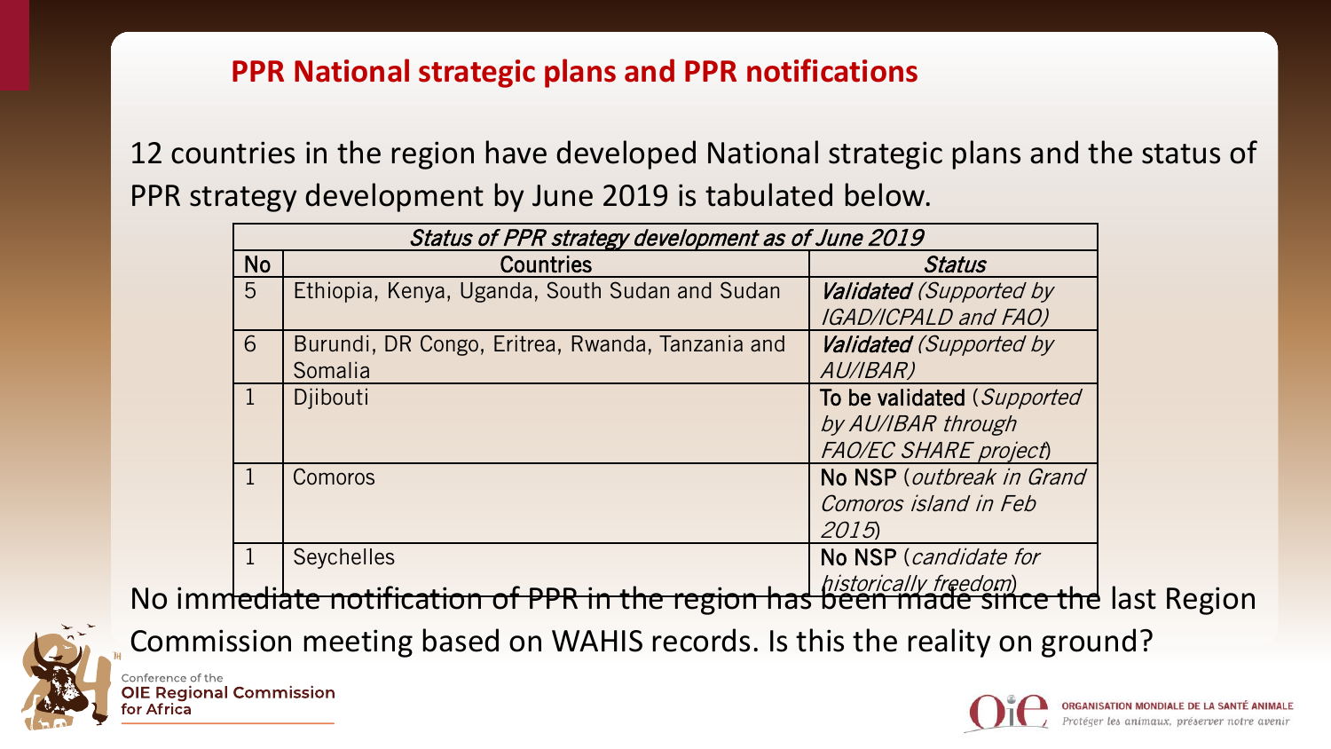## PPR National strategic plans and PPR notifications

12 countries in the region have developed National strategic plans and the status of PPR strategy development by June 2019 is tabulated below.

| *Status of PPR strategy development as of June 2019* | | |
|---|---|---|
| No | Countries | *Status* |
| 5 | Ethiopia, Kenya, Uganda, South Sudan and Sudan | ***Validated*** *(Supported by IGAD/ICPALD and FAO)* |
| 6 | Burundi, DR Congo, Eritrea, Rwanda, Tanzania and Somalia | ***Validated*** *(Supported by AU/IBAR)* |
| 1 | Djibouti | To be validated (*Supported by AU/IBAR through FAO/EC SHARE project*) |
| 1 | Comoros | No NSP (*outbreak in Grand Comoros island in Feb 2015*) |
| 1 | Seychelles | No NSP (*candidate for historically freedom*) |

No immediate notification of PPR in the region has been made since the last Region Commission meeting based on WAHIS records. Is this the reality on ground?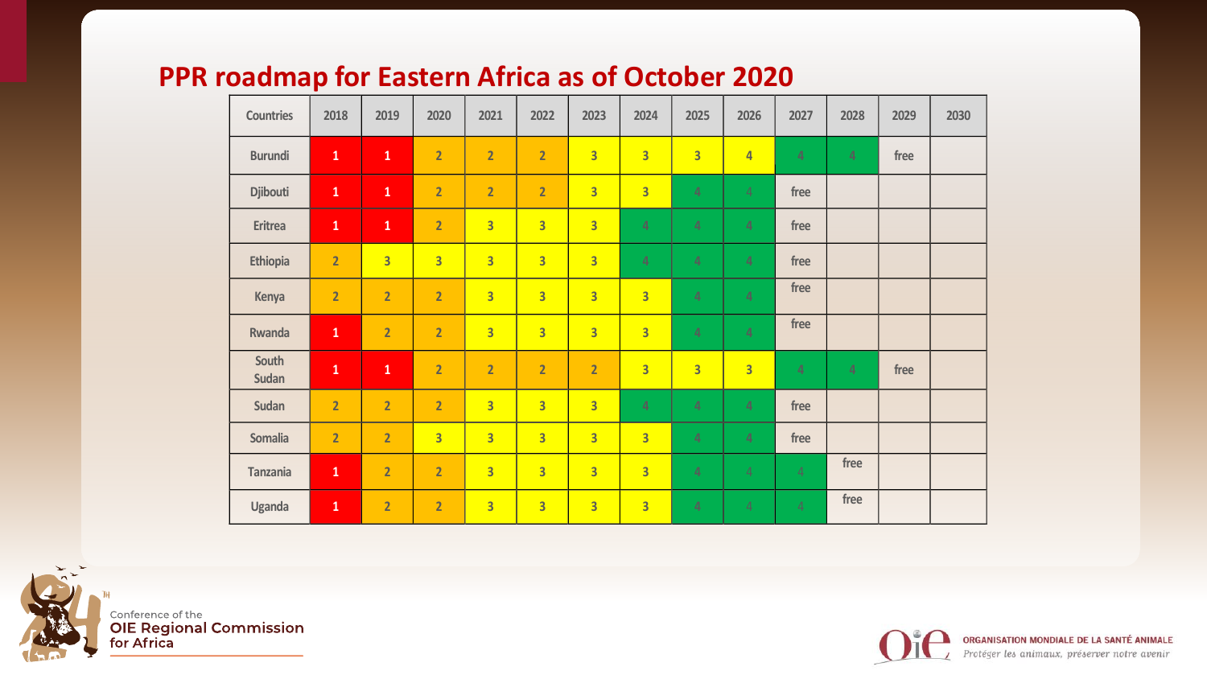## PPR roadmap for Eastern Africa as of October 2020

| Countries | 2018 | 2019 | 2020 | 2021 | 2022 | 2023 | 2024 | 2025 | 2026 | 2027 | 2028 | 2029 | 2030 |
|---|---|---|---|---|---|---|---|---|---|---|---|---|---|
| Burundi | 1 | 1 | 2 | 2 | 2 | 3 | 3 | 3 | 4 | 4 | 4 | free | |
| Djibouti | 1 | 1 | 2 | 2 | 2 | 3 | 3 | 4 | 4 | free | | | |
| Eritrea | 1 | 1 | 2 | 3 | 3 | 3 | 4 | 4 | 4 | free | | | |
| Ethiopia | 2 | 3 | 3 | 3 | 3 | 3 | 4 | 4 | 4 | free | | | |
| Kenya | 2 | 2 | 2 | 3 | 3 | 3 | 3 | 4 | 4 | free | | | |
| Rwanda | 1 | 2 | 2 | 3 | 3 | 3 | 3 | 4 | 4 | free | | | |
| South Sudan | 1 | 1 | 2 | 2 | 2 | 2 | 3 | 3 | 3 | 4 | 4 | free | |
| Sudan | 2 | 2 | 2 | 3 | 3 | 3 | 4 | 4 | 4 | free | | | |
| Somalia | 2 | 2 | 3 | 3 | 3 | 3 | 3 | 4 | 4 | free | | | |
| Tanzania | 1 | 2 | 2 | 3 | 3 | 3 | 3 | 4 | 4 | 4 | free | | |
| Uganda | 1 | 2 | 2 | 3 | 3 | 3 | 3 | 4 | 4 | 4 | free | | |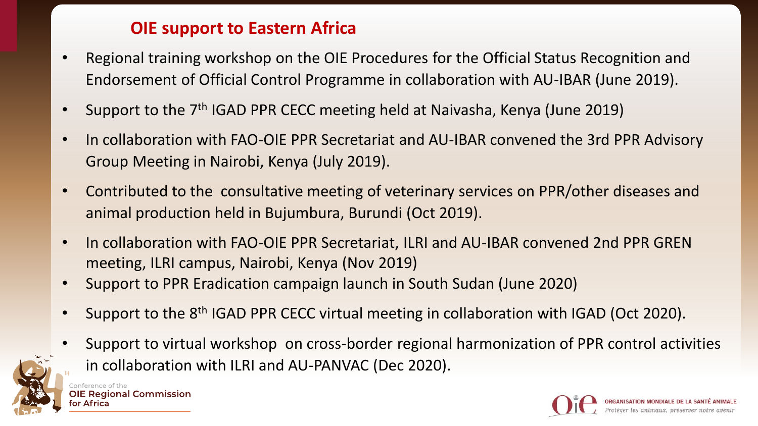## OIE support to Eastern Africa

- Regional training workshop on the OIE Procedures for the Official Status Recognition and Endorsement of Official Control Programme in collaboration with AU-IBAR (June 2019).
- Support to the 7th IGAD PPR CECC meeting held at Naivasha, Kenya (June 2019)
- In collaboration with FAO-OIE PPR Secretariat and AU-IBAR convened the 3rd PPR Advisory Group Meeting in Nairobi, Kenya (July 2019).
- Contributed to the consultative meeting of veterinary services on PPR/other diseases and animal production held in Bujumbura, Burundi (Oct 2019).
- In collaboration with FAO-OIE PPR Secretariat, ILRI and AU-IBAR convened 2nd PPR GREN meeting, ILRI campus, Nairobi, Kenya (Nov 2019)
- Support to PPR Eradication campaign launch in South Sudan (June 2020)
- Support to the 8th IGAD PPR CECC virtual meeting in collaboration with IGAD (Oct 2020).
- Support to virtual workshop on cross-border regional harmonization of PPR control activities in collaboration with ILRI and AU-PANVAC (Dec 2020).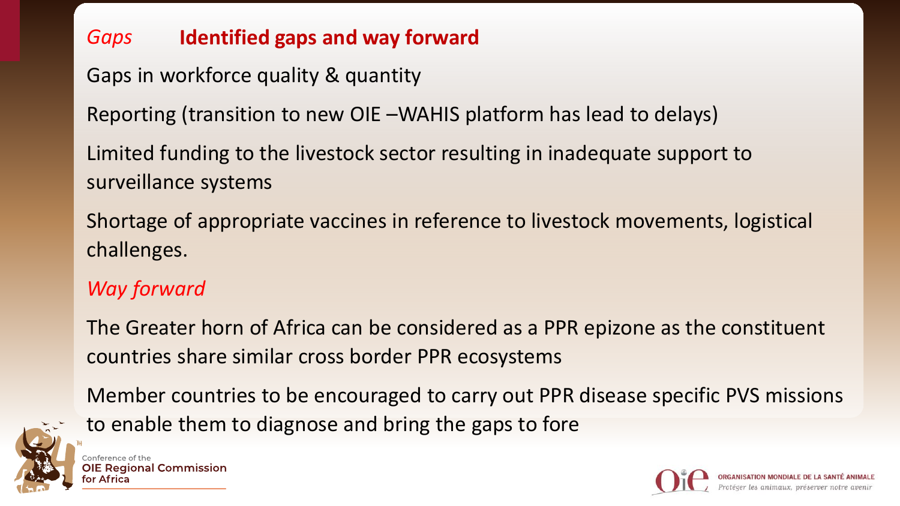*Gaps* **Identified gaps and way forward**

Gaps in workforce quality & quantity

Reporting (transition to new OIE –WAHIS platform has lead to delays)

Limited funding to the livestock sector resulting in inadequate support to surveillance systems

Shortage of appropriate vaccines in reference to livestock movements, logistical challenges.

*Way forward*

The Greater horn of Africa can be considered as a PPR epizone as the constituent countries share similar cross border PPR ecosystems

Member countries to be encouraged to carry out PPR disease specific PVS missions to enable them to diagnose and bring the gaps to fore